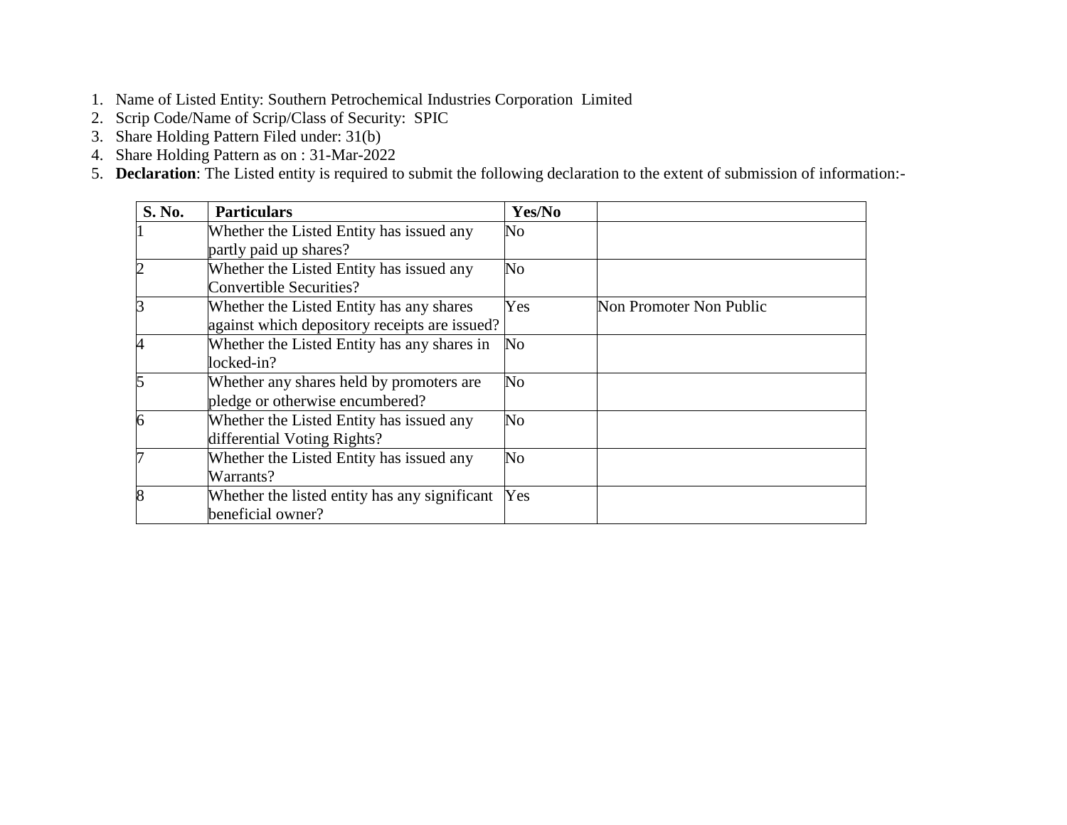1. Name of Listed Entity: Southern Petrochemical Industries Corporation Limited
2. Scrip Code/Name of Scrip/Class of Security: SPIC
3. Share Holding Pattern Filed under: 31(b)
4. Share Holding Pattern as on : 31-Mar-2022
5. **Declaration**: The Listed entity is required to submit the following declaration to the extent of submission of information:-

| **S. No.** | **Particulars** | **Yes/No** | |
|---|---|---|---|
| 1 | Whether the Listed Entity has issued any partly paid up shares? | No | |
| 2 | Whether the Listed Entity has issued any Convertible Securities? | No | |
| 3 | Whether the Listed Entity has any shares against which depository receipts are issued? | Yes | Non Promoter Non Public |
| 4 | Whether the Listed Entity has any shares in locked-in? | No | |
| 5 | Whether any shares held by promoters are pledge or otherwise encumbered? | No | |
| 6 | Whether the Listed Entity has issued any differential Voting Rights? | No | |
| 7 | Whether the Listed Entity has issued any Warrants? | No | |
| 8 | Whether the listed entity has any significant beneficial owner? | Yes | |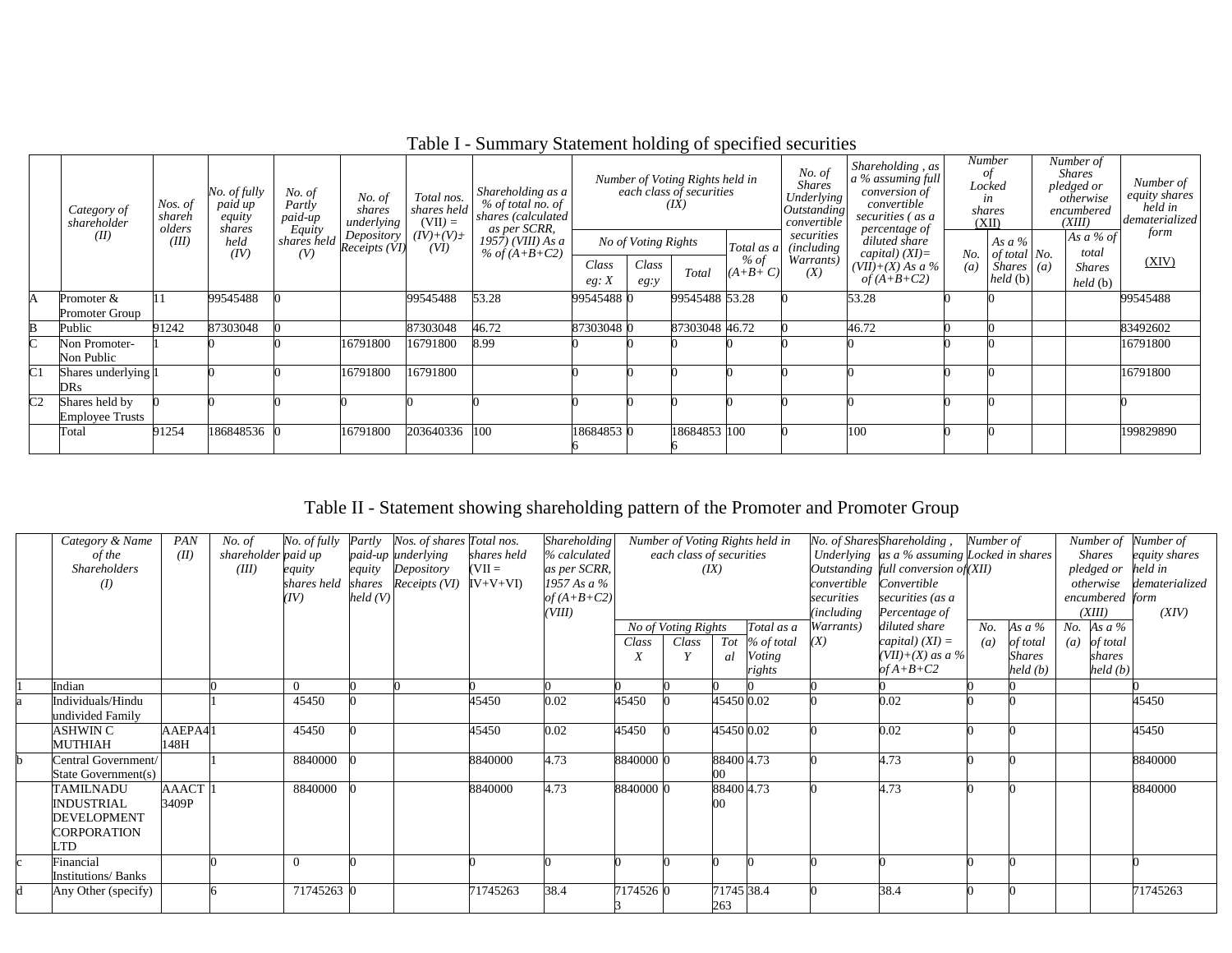# Table I - Summary Statement holding of specified securities

| | Category of shareholder (II) | Nos. of shareholders (III) | No. of fully paid up equity shares held (IV) | No. of Partly paid-up Equity shares held (V) | No. of shares underlying Depository Receipts (VI) | Total nos. shares held (VII) = (IV)+(V)+ (VI) | Shareholding as a % of total no. of shares (calculated as per SCRR, 1957) (VIII) As a % of (A+B+C2) | Number of Voting Rights held in each class of securities (IX) | | | | No. of Shares Underlying Outstanding convertible securities (including Warrants) (X) | Shareholding , as a % assuming full conversion of convertible securities ( as a percentage of diluted share capital) (XI)= (VII)+(X) As a % of (A+B+C2) | Number of Locked in shares (XII) | | Number of Shares pledged or otherwise encumbered (XIII) | | Number of equity shares held in dematerialized form (XIV) |
|---|---|---|---|---|---|---|---|---|---|---|---|---|---|---|---|---|---|---|
| | | | | | | | | No of Voting Rights | | | Total as a % of (A+B+ C) | | | No. (a) | As a % of total Shares held (b) | No. (a) | As a % of total Shares held (b) | |
| | | | | | | | | Class eg: X | Class eg:y | Total | | | | | | | | |
| A | Promoter & Promoter Group | 11 | 99545488 | 0 | | 99545488 | 53.28 | 99545488 | 0 | 99545488 | 53.28 | 0 | 53.28 | 0 | 0 | | | 99545488 |
| B | Public | 91242 | 87303048 | 0 | | 87303048 | 46.72 | 87303048 | 0 | 87303048 | 46.72 | 0 | 46.72 | 0 | 0 | | | 83492602 |
| C | Non Promoter- Non Public | 1 | 0 | 0 | 16791800 | 16791800 | 8.99 | 0 | 0 | 0 | 0 | 0 | 0 | 0 | 0 | | | 16791800 |
| C1 | Shares underlying DRs | 1 | 0 | 0 | 16791800 | 16791800 | | 0 | 0 | 0 | 0 | 0 | 0 | 0 | 0 | | | 16791800 |
| C2 | Shares held by Employee Trusts | 0 | 0 | 0 | 0 | 0 | 0 | 0 | 0 | 0 | 0 | 0 | 0 | 0 | 0 | | | 0 |
| | Total | 91254 | 186848536 | 0 | 16791800 | 203640336 | 100 | 186848536 | 0 | 186848536 | 100 | 0 | 100 | 0 | 0 | | | 199829890 |

# Table II - Statement showing shareholding pattern of the Promoter and Promoter Group

| | Category & Name of the Shareholders (I) | PAN (II) | No. of shareholder (III) | No. of fully paid up equity shares held (IV) | Partly paid-up equity shares held (V) | Nos. of shares underlying Depository Receipts (VI) | Total nos. shares held (VII = IV+V+VI) | Shareholding % calculated as per SCRR, 1957 As a % of (A+B+C2) (VIII) | Number of Voting Rights held in each class of securities (IX) | | | | No. of Shares Underlying Outstanding convertible securities (including Warrants) (X) | Shareholding , as a % assuming full conversion of Convertible securities (as a Percentage of diluted share capital) (XI) = (VII)+(X) as a % of A+B+C2 | Number of Locked in shares (XII) | | Number of Shares pledged or otherwise encumbered (XIII) | | Number of equity shares held in dematerialized form (XIV) |
|---|---|---|---|---|---|---|---|---|---|---|---|---|---|---|---|---|---|---|---|
| | | | | | | | | | No of Voting Rights | | | Total as a % of total Voting rights | | | No. (a) | As a % of total Shares held (b) | No. (a) | As a % of total shares held (b) | |
| | | | | | | | | | Class X | Class Y | Total | | | | | | | | |
| 1 | Indian | | 0 | 0 | 0 | 0 | 0 | 0 | 0 | 0 | 0 | 0 | 0 | 0 | 0 | 0 | | | 0 |
| a | Individuals/Hindu undivided Family | | 1 | 45450 | 0 | | 45450 | 0.02 | 45450 | 0 | 45450 | 0.02 | 0 | 0.02 | 0 | 0 | | | 45450 |
| | ASHWIN C MUTHIAH | AAEPA4148H | 1 | 45450 | 0 | | 45450 | 0.02 | 45450 | 0 | 45450 | 0.02 | 0 | 0.02 | 0 | 0 | | | 45450 |
| b | Central Government/ State Government(s) | | 1 | 8840000 | 0 | | 8840000 | 4.73 | 8840000 | 0 | 8840000 | 4.73 | 0 | 4.73 | 0 | 0 | | | 8840000 |
| | TAMILNADU INDUSTRIAL DEVELOPMENT CORPORATION LTD | AAACT3409P | 1 | 8840000 | 0 | | 8840000 | 4.73 | 8840000 | 0 | 8840000 | 4.73 | 0 | 4.73 | 0 | 0 | | | 8840000 |
| c | Financial Institutions/ Banks | | 0 | 0 | 0 | | 0 | 0 | 0 | 0 | 0 | 0 | 0 | 0 | 0 | 0 | | | 0 |
| d | Any Other (specify) | | 6 | 71745263 | 0 | | 71745263 | 38.4 | 71745263 | 0 | 71745263 | 38.4 | 0 | 38.4 | 0 | 0 | | | 71745263 |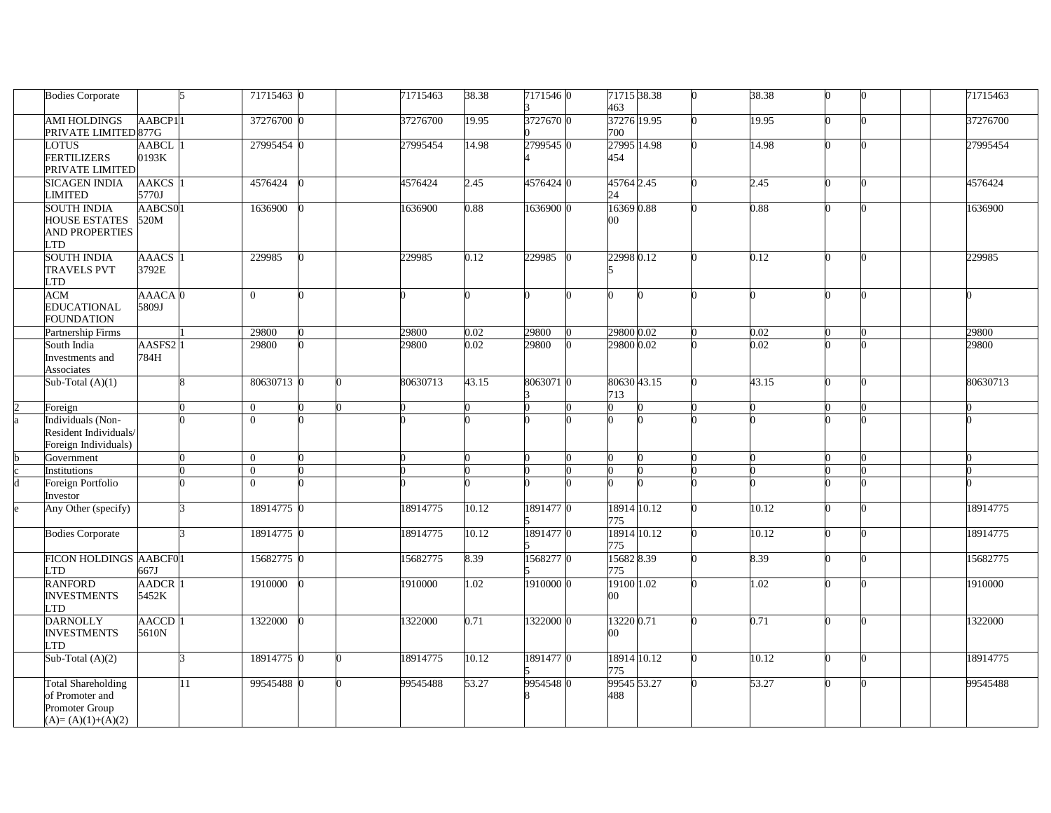| | | | | | | | | | | | | | | | | | | |
|---|---|---|---|---|---|---|---|---|---|---|---|---|---|---|---|---|---|---|
| | Bodies Corporate | | 5 | 71715463 | 0 | | 71715463 | 38.38 | 71715463 | 0 | 71715463 | 38.38 | 0 | 38.38 | 0 | 0 | | 71715463 |
| | AMI HOLDINGS PRIVATE LIMITED | AABCP1877G | 1 | 37276700 | 0 | | 37276700 | 19.95 | 37276700 | 0 | 37276700 | 19.95 | 0 | 19.95 | 0 | 0 | | 37276700 |
| | LOTUS FERTILIZERS PRIVATE LIMITED | AABCL0193K | 1 | 27995454 | 0 | | 27995454 | 14.98 | 27995454 | 0 | 27995454 | 14.98 | 0 | 14.98 | 0 | 0 | | 27995454 |
| | SICAGEN INDIA LIMITED | AAKCS5770J | 1 | 4576424 | 0 | | 4576424 | 2.45 | 4576424 | 0 | 4576424 | 2.45 | 0 | 2.45 | 0 | 0 | | 4576424 |
| | SOUTH INDIA HOUSE ESTATES AND PROPERTIES LTD | AABCS0520M | 1 | 1636900 | 0 | | 1636900 | 0.88 | 1636900 | 0 | 1636900 | 0.88 | 0 | 0.88 | 0 | 0 | | 1636900 |
| | SOUTH INDIA TRAVELS PVT LTD | AAACS3792E | 1 | 229985 | 0 | | 229985 | 0.12 | 229985 | 0 | 229985 | 0.12 | 0 | 0.12 | 0 | 0 | | 229985 |
| | ACM EDUCATIONAL FOUNDATION | AAACA5809J | 0 | 0 | 0 | | 0 | 0 | 0 | 0 | 0 | 0 | 0 | 0 | 0 | 0 | | 0 |
| | Partnership Firms | | 1 | 29800 | 0 | | 29800 | 0.02 | 29800 | 0 | 29800 | 0.02 | 0 | 0.02 | 0 | 0 | | 29800 |
| | South India Investments and Associates | AASFS2784H | 1 | 29800 | 0 | | 29800 | 0.02 | 29800 | 0 | 29800 | 0.02 | 0 | 0.02 | 0 | 0 | | 29800 |
| | Sub-Total (A)(1) | | 8 | 80630713 | 0 | 0 | 80630713 | 43.15 | 80630713 | 0 | 80630713 | 43.15 | 0 | 43.15 | 0 | 0 | | 80630713 |
| 2 | Foreign | | 0 | 0 | 0 | 0 | 0 | 0 | 0 | 0 | 0 | 0 | 0 | 0 | 0 | 0 | | 0 |
| a | Individuals (Non-Resident Individuals/ Foreign Individuals) | | 0 | 0 | 0 | | 0 | 0 | 0 | 0 | 0 | 0 | 0 | 0 | 0 | 0 | | 0 |
| b | Government | | 0 | 0 | 0 | | 0 | 0 | 0 | 0 | 0 | 0 | 0 | 0 | 0 | 0 | | 0 |
| c | Institutions | | 0 | 0 | 0 | | 0 | 0 | 0 | 0 | 0 | 0 | 0 | 0 | 0 | 0 | | 0 |
| d | Foreign Portfolio Investor | | 0 | 0 | 0 | | 0 | 0 | 0 | 0 | 0 | 0 | 0 | 0 | 0 | 0 | | 0 |
| e | Any Other (specify) | | 3 | 18914775 | 0 | | 18914775 | 10.12 | 18914775 | 0 | 18914775 | 10.12 | 0 | 10.12 | 0 | 0 | | 18914775 |
| | Bodies Corporate | | 3 | 18914775 | 0 | | 18914775 | 10.12 | 18914775 | 0 | 18914775 | 10.12 | 0 | 10.12 | 0 | 0 | | 18914775 |
| | FICON HOLDINGS LTD | AABCF0667J | 1 | 15682775 | 0 | | 15682775 | 8.39 | 15682775 | 0 | 15682775 | 8.39 | 0 | 8.39 | 0 | 0 | | 15682775 |
| | RANFORD INVESTMENTS LTD | AADCR5452K | 1 | 1910000 | 0 | | 1910000 | 1.02 | 1910000 | 0 | 1910000 | 1.02 | 0 | 1.02 | 0 | 0 | | 1910000 |
| | DARNOLLY INVESTMENTS LTD | AACCD5610N | 1 | 1322000 | 0 | | 1322000 | 0.71 | 1322000 | 0 | 1322000 | 0.71 | 0 | 0.71 | 0 | 0 | | 1322000 |
| | Sub-Total (A)(2) | | 3 | 18914775 | 0 | 0 | 18914775 | 10.12 | 18914775 | 0 | 18914775 | 10.12 | 0 | 10.12 | 0 | 0 | | 18914775 |
| | Total Shareholding of Promoter and Promoter Group (A)= (A)(1)+(A)(2) | | 11 | 99545488 | 0 | 0 | 99545488 | 53.27 | 99545488 | 0 | 99545488 | 53.27 | 0 | 53.27 | 0 | 0 | | 99545488 |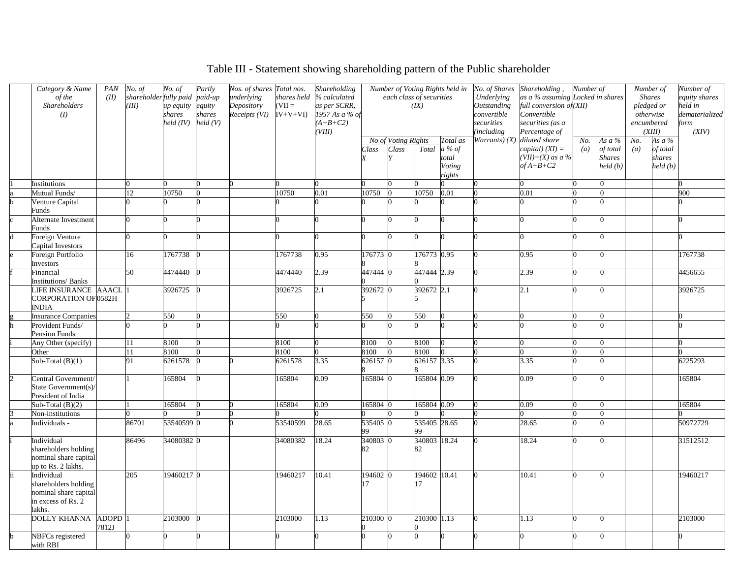# Table III - Statement showing shareholding pattern of the Public shareholder

| | Category & Name of the Shareholders (I) | PAN (II) | No. of shareholder (III) | No. of fully paid up equity shares held (IV) | Partly paid-up equity shares held (V) | Nos. of shares underlying Depository Receipts (VI) | Total nos. shares held (VII = IV+V+VI) | Shareholding % calculated as per SCRR, 1957 As a % of (A+B+C2) (VIII) | Number of Voting Rights held in each class of securities (IX) | | | | No. of Shares Underlying Outstanding convertible securities (including Warrants) (X) | Shareholding , as a % assuming full conversion of Convertible securities (as a Percentage of diluted share capital) (XI) = (VII)+(X) as a % of A+B+C2 | Number of Locked in shares (XII) | | Number of Shares pledged or otherwise encumbered (XIII) | | Number of equity shares held in dematerialized form (XIV) |
|---|---|---|---|---|---|---|---|---|---|---|---|---|---|---|---|---|---|---|---|
| | | | | | | | | | No of Voting Rights | | | Total as a % of total Voting rights | | | No. (a) | As a % of total Shares held (b) | No. (a) | As a % of total shares held (b) | |
| | | | | | | | | | Class X | Class Y | Total | | | | | | | | |
| 1 | Institutions | | 0 | 0 | 0 | 0 | 0 | 0 | 0 | 0 | 0 | 0 | 0 | 0 | 0 | 0 | | | 0 |
| a | Mutual Funds/ | | 12 | 10750 | 0 | | 10750 | 0.01 | 10750 | 0 | 10750 | 0.01 | 0 | 0.01 | 0 | 0 | | | 900 |
| b | Venture Capital Funds | | 0 | 0 | 0 | | 0 | 0 | 0 | 0 | 0 | 0 | 0 | 0 | 0 | 0 | | | 0 |
| c | Alternate Investment Funds | | 0 | 0 | 0 | | 0 | 0 | 0 | 0 | 0 | 0 | 0 | 0 | 0 | 0 | | | 0 |
| d | Foreign Venture Capital Investors | | 0 | 0 | 0 | | 0 | 0 | 0 | 0 | 0 | 0 | 0 | 0 | 0 | 0 | | | 0 |
| e | Foreign Portfolio Investors | | 16 | 1767738 | 0 | | 1767738 | 0.95 | 1767738 | 0 | 1767738 | 0.95 | 0 | 0.95 | 0 | 0 | | | 1767738 |
| f | Financial Institutions/ Banks | | 50 | 4474440 | 0 | | 4474440 | 2.39 | 4474440 | 0 | 4474440 | 2.39 | 0 | 2.39 | 0 | 0 | | | 4456655 |
| | LIFE INSURANCE CORPORATION OF INDIA | AAACL0582H | 1 | 3926725 | 0 | | 3926725 | 2.1 | 3926725 | 0 | 3926725 | 2.1 | 0 | 2.1 | 0 | 0 | | | 3926725 |
| g | Insurance Companies | | 2 | 550 | 0 | | 550 | 0 | 550 | 0 | 550 | 0 | 0 | 0 | 0 | 0 | | | 0 |
| h | Provident Funds/ Pension Funds | | 0 | 0 | 0 | | 0 | 0 | 0 | 0 | 0 | 0 | 0 | 0 | 0 | 0 | | | 0 |
| i | Any Other (specify) | | 11 | 8100 | 0 | | 8100 | 0 | 8100 | 0 | 8100 | 0 | 0 | 0 | 0 | 0 | | | 0 |
| | Other | | 11 | 8100 | 0 | | 8100 | 0 | 8100 | 0 | 8100 | 0 | 0 | 0 | 0 | 0 | | | 0 |
| | Sub-Total (B)(1) | | 91 | 6261578 | 0 | 0 | 6261578 | 3.35 | 6261578 | 0 | 6261578 | 3.35 | 0 | 3.35 | 0 | 0 | | | 6225293 |
| 2 | Central Government/ State Government(s)/ President of India | | 1 | 165804 | 0 | | 165804 | 0.09 | 165804 | 0 | 165804 | 0.09 | 0 | 0.09 | 0 | 0 | | | 165804 |
| | Sub-Total (B)(2) | | 1 | 165804 | 0 | 0 | 165804 | 0.09 | 165804 | 0 | 165804 | 0.09 | 0 | 0.09 | 0 | 0 | | | 165804 |
| 3 | Non-institutions | | 0 | 0 | 0 | 0 | 0 | 0 | 0 | 0 | 0 | 0 | 0 | 0 | 0 | 0 | | | 0 |
| a | Individuals - | | 86701 | 53540599 | 0 | 0 | 53540599 | 28.65 | 53540599 | 0 | 53540599 | 28.65 | 0 | 28.65 | 0 | 0 | | | 50972729 |
| i | Individual shareholders holding nominal share capital up to Rs. 2 lakhs. | | 86496 | 34080382 | 0 | | 34080382 | 18.24 | 34080382 | 0 | 34080382 | 18.24 | 0 | 18.24 | 0 | 0 | | | 31512512 |
| ii | Individual shareholders holding nominal share capital in excess of Rs. 2 lakhs. | | 205 | 19460217 | 0 | | 19460217 | 10.41 | 19460217 | 0 | 19460217 | 10.41 | 0 | 10.41 | 0 | 0 | | | 19460217 |
| | DOLLY KHANNA | ADOPD7812J | 1 | 2103000 | 0 | | 2103000 | 1.13 | 2103000 | 0 | 2103000 | 1.13 | 0 | 1.13 | 0 | 0 | | | 2103000 |
| b | NBFCs registered with RBI | | 0 | 0 | 0 | | 0 | 0 | 0 | 0 | 0 | 0 | 0 | 0 | 0 | 0 | | | 0 |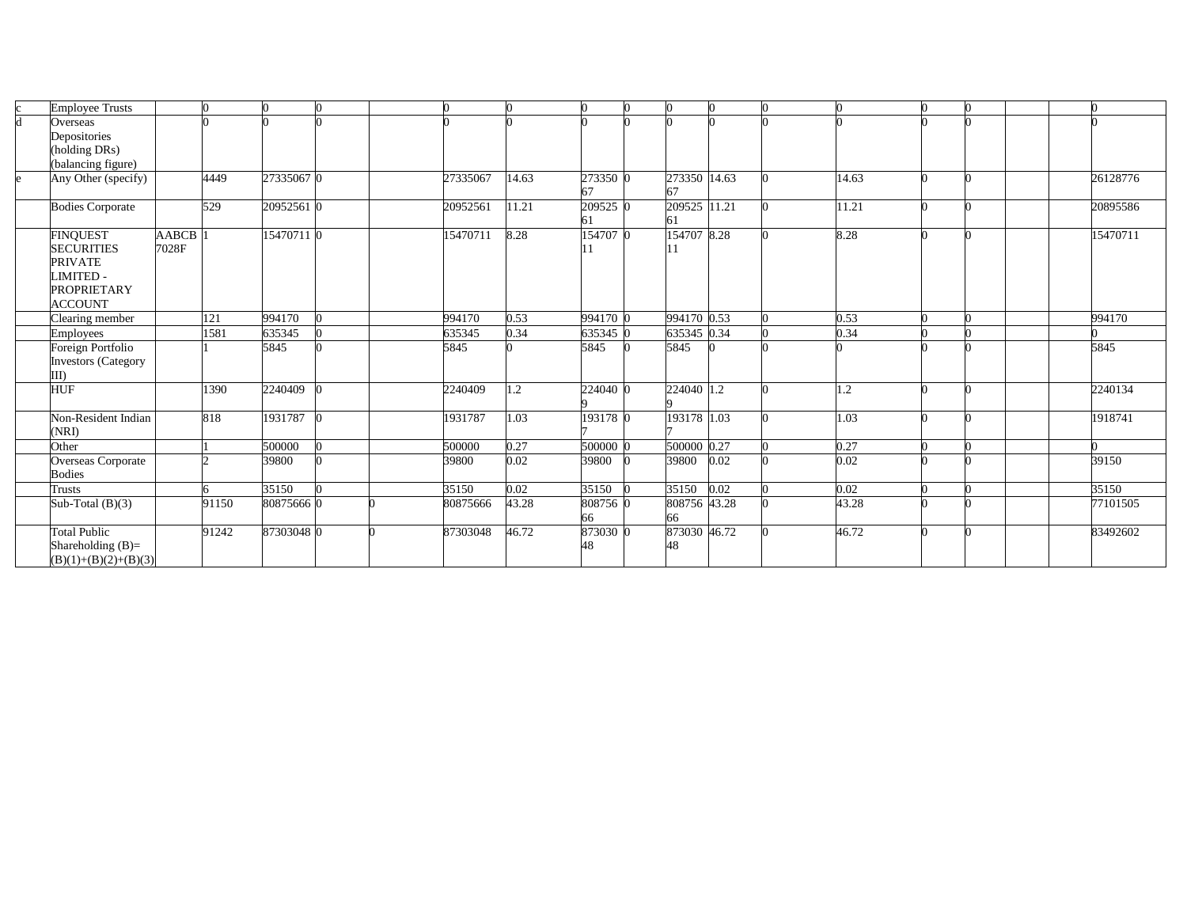| | | | | | | | | | | | | | | | | | | | |
|---|---|---|---|---|---|---|---|---|---|---|---|---|---|---|---|---|---|---|---|
| c | Employee Trusts | | 0 | 0 | 0 | | 0 | 0 | 0 | 0 | 0 | 0 | 0 | 0 | 0 | 0 | | | 0 |
| d | Overseas Depositories (holding DRs) (balancing figure) | | 0 | 0 | 0 | | 0 | 0 | 0 | 0 | 0 | 0 | 0 | 0 | 0 | 0 | | | 0 |
| e | Any Other (specify) | | 4449 | 27335067 | 0 | | 27335067 | 14.63 | 27335067 | 0 | 27335067 | 14.63 | 0 | 14.63 | 0 | 0 | | | 26128776 |
| | Bodies Corporate | | 529 | 20952561 | 0 | | 20952561 | 11.21 | 20952561 | 0 | 20952561 | 11.21 | 0 | 11.21 | 0 | 0 | | | 20895586 |
| | FINQUEST SECURITIES PRIVATE LIMITED - PROPRIETARY ACCOUNT | AABCB7028F | 1 | 15470711 | 0 | | 15470711 | 8.28 | 15470711 | 0 | 15470711 | 8.28 | 0 | 8.28 | 0 | 0 | | | 15470711 |
| | Clearing member | | 121 | 994170 | 0 | | 994170 | 0.53 | 994170 | 0 | 994170 | 0.53 | 0 | 0.53 | 0 | 0 | | | 994170 |
| | Employees | | 1581 | 635345 | 0 | | 635345 | 0.34 | 635345 | 0 | 635345 | 0.34 | 0 | 0.34 | 0 | 0 | | | 0 |
| | Foreign Portfolio Investors (Category III) | | 1 | 5845 | 0 | | 5845 | 0 | 5845 | 0 | 5845 | 0 | 0 | 0 | 0 | 0 | | | 5845 |
| | HUF | | 1390 | 2240409 | 0 | | 2240409 | 1.2 | 2240409 | 0 | 2240409 | 1.2 | 0 | 1.2 | 0 | 0 | | | 2240134 |
| | Non-Resident Indian (NRI) | | 818 | 1931787 | 0 | | 1931787 | 1.03 | 1931787 | 0 | 1931787 | 1.03 | 0 | 1.03 | 0 | 0 | | | 1918741 |
| | Other | | 1 | 500000 | 0 | | 500000 | 0.27 | 500000 | 0 | 500000 | 0.27 | 0 | 0.27 | 0 | 0 | | | 0 |
| | Overseas Corporate Bodies | | 2 | 39800 | 0 | | 39800 | 0.02 | 39800 | 0 | 39800 | 0.02 | 0 | 0.02 | 0 | 0 | | | 39150 |
| | Trusts | | 6 | 35150 | 0 | | 35150 | 0.02 | 35150 | 0 | 35150 | 0.02 | 0 | 0.02 | 0 | 0 | | | 35150 |
| | Sub-Total (B)(3) | | 91150 | 80875666 | 0 | 0 | 80875666 | 43.28 | 80875666 | 0 | 80875666 | 43.28 | 0 | 43.28 | 0 | 0 | | | 77101505 |
| | Total Public Shareholding (B)= (B)(1)+(B)(2)+(B)(3) | | 91242 | 87303048 | 0 | 0 | 87303048 | 46.72 | 87303048 | 0 | 87303048 | 46.72 | 0 | 46.72 | 0 | 0 | | | 83492602 |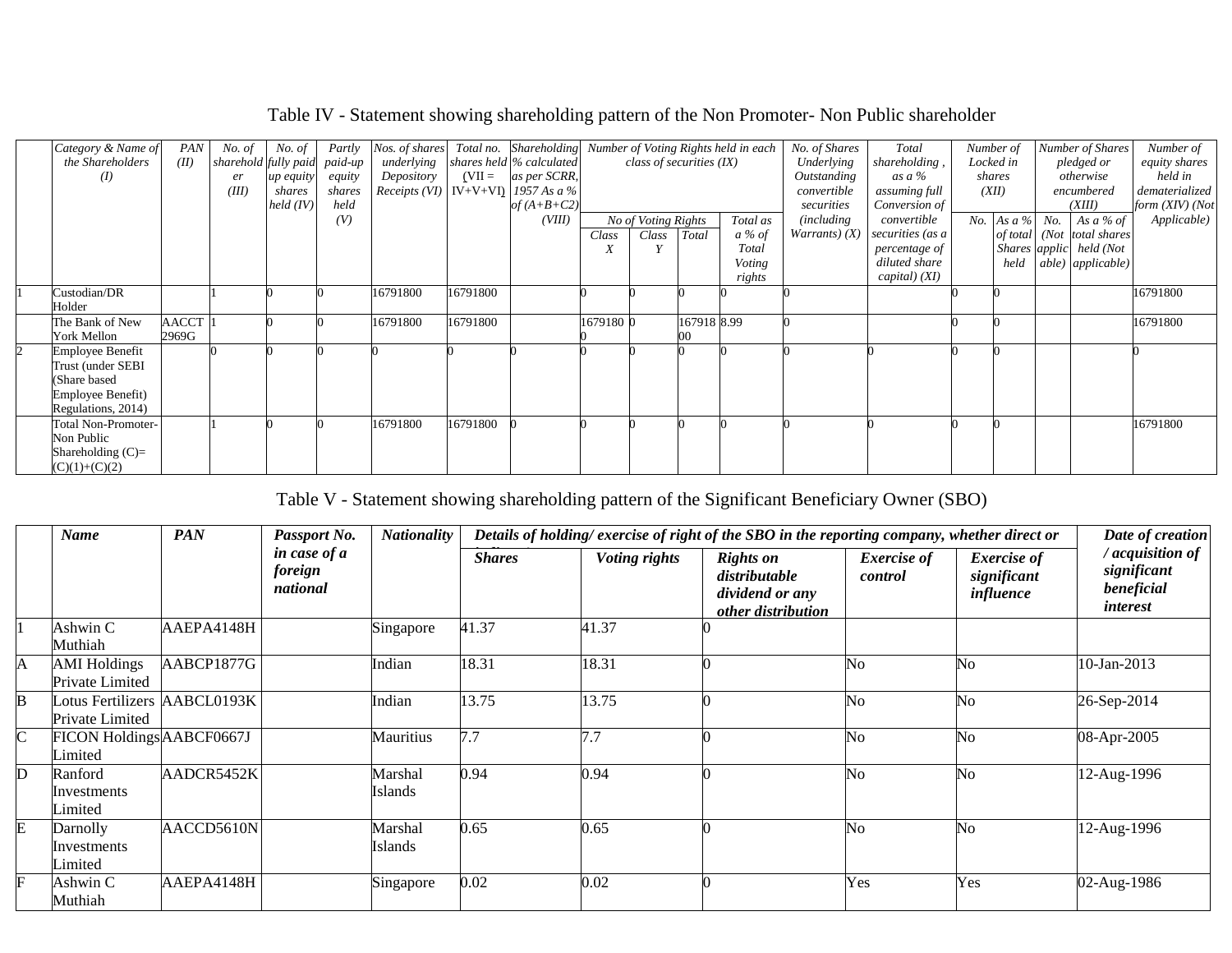## Table IV - Statement showing shareholding pattern of the Non Promoter- Non Public shareholder

| | Category & Name of the Shareholders (I) | PAN (II) | No. of shareholder (III) | No. of fully paid up equity shares held (IV) | Partly paid-up equity shares held (V) | Nos. of shares underlying Depository Receipts (VI) | Total no. shares held (VII = IV+V+VI) | Shareholding % calculated as per SCRR, 1957 As a % of (A+B+C2) (VIII) | Number of Voting Rights held in each class of securities (IX) | | | | No. of Shares Underlying Outstanding convertible securities (including Warrants) (X) | Total shareholding , as a % assuming full Conversion of convertible securities (as a percentage of diluted share capital) (XI) | Number of Locked in shares (XII) | | Number of Shares pledged or otherwise encumbered (XIII) | | Number of equity shares held in dematerialized form (XIV) (Not Applicable) |
|---|---|---|---|---|---|---|---|---|---|---|---|---|---|---|---|---|---|---|---|
| | | | | | | | | | No of Voting Rights | | | Total as a % of Total Voting rights | | | No. | As a % of total Shares held | No. (Not applicable) | As a % of total shares held (Not applicable) | |
| | | | | | | | | | Class X | Class Y | Total | | | | | | | | |
| 1 | Custodian/DR Holder | | 1 | 0 | 0 | 16791800 | 16791800 | | 0 | 0 | 0 | 0 | 0 | | 0 | 0 | | | 16791800 |
| | The Bank of New York Mellon | AACCT2969G | 1 | 0 | 0 | 16791800 | 16791800 | | 16791800 | 0 | 16791800 | 8.99 | 0 | | 0 | 0 | | | 16791800 |
| 2 | Employee Benefit Trust (under SEBI (Share based Employee Benefit) Regulations, 2014) | | 0 | 0 | 0 | 0 | 0 | 0 | 0 | 0 | 0 | 0 | 0 | 0 | 0 | 0 | | | 0 |
| | Total Non-Promoter-Non Public Shareholding (C)= (C)(1)+(C)(2) | | 1 | 0 | 0 | 16791800 | 16791800 | 0 | 0 | 0 | 0 | 0 | 0 | 0 | 0 | 0 | | | 16791800 |

## Table V - Statement showing shareholding pattern of the Significant Beneficiary Owner (SBO)

| | Name | PAN | Passport No. in case of a foreign national | Nationality | Details of holding/ exercise of right of the SBO in the reporting company, whether direct or indirect | | | | | Date of creation / acquisition of significant beneficial interest |
|---|---|---|---|---|---|---|---|---|---|---|
| | | | | | Shares | Voting rights | Rights on distributable dividend or any other distribution | Exercise of control | Exercise of significant influence | |
| 1 | Ashwin C Muthiah | AAEPA4148H | | Singapore | 41.37 | 41.37 | 0 | | | |
| A | AMI Holdings Private Limited | AABCP1877G | | Indian | 18.31 | 18.31 | 0 | No | No | 10-Jan-2013 |
| B | Lotus Fertilizers Private Limited | AABCL0193K | | Indian | 13.75 | 13.75 | 0 | No | No | 26-Sep-2014 |
| C | FICON Holdings Limited | AABCF0667J | | Mauritius | 7.7 | 7.7 | 0 | No | No | 08-Apr-2005 |
| D | Ranford Investments Limited | AADCR5452K | | Marshal Islands | 0.94 | 0.94 | 0 | No | No | 12-Aug-1996 |
| E | Darnolly Investments Limited | AACCD5610N | | Marshal Islands | 0.65 | 0.65 | 0 | No | No | 12-Aug-1996 |
| F | Ashwin C Muthiah | AAEPA4148H | | Singapore | 0.02 | 0.02 | 0 | Yes | Yes | 02-Aug-1986 |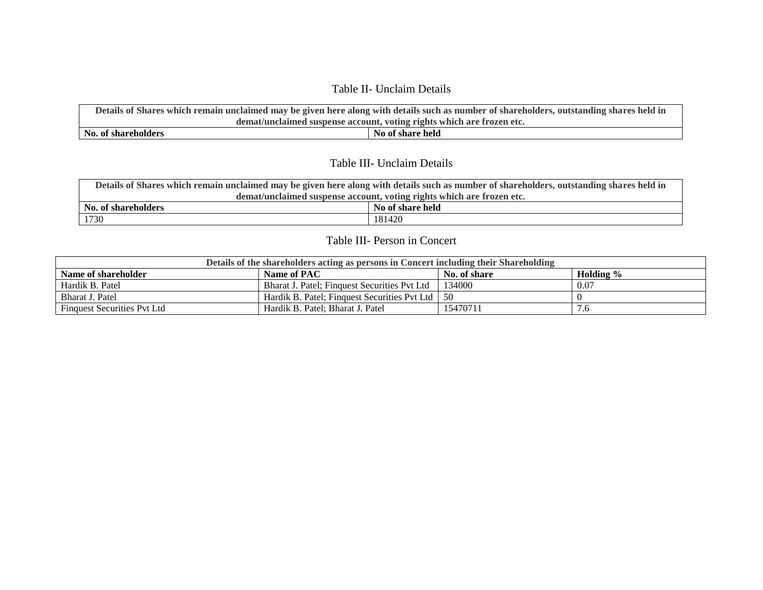## Table II- Unclaim Details

| Details of Shares which remain unclaimed may be given here along with details such as number of shareholders, outstanding shares held in demat/unclaimed suspense account, voting rights which are frozen etc. | |
|---|---|
| **No. of shareholders** | **No of share held** |

## Table III- Unclaim Details

| Details of Shares which remain unclaimed may be given here along with details such as number of shareholders, outstanding shares held in demat/unclaimed suspense account, voting rights which are frozen etc. | |
|---|---|
| **No. of shareholders** | **No of share held** |
| 1730 | 181420 |

## Table III- Person in Concert

| Details of the shareholders acting as persons in Concert including their Shareholding | | | |
|---|---|---|---|
| **Name of shareholder** | **Name of PAC** | **No. of share** | **Holding %** |
| Hardik B. Patel | Bharat J. Patel; Finquest Securities Pvt Ltd | 134000 | 0.07 |
| Bharat J. Patel | Hardik B. Patel; Finquest Securities Pvt Ltd | 50 | 0 |
| Finquest Securities Pvt Ltd | Hardik B. Patel; Bharat J. Patel | 15470711 | 7.6 |